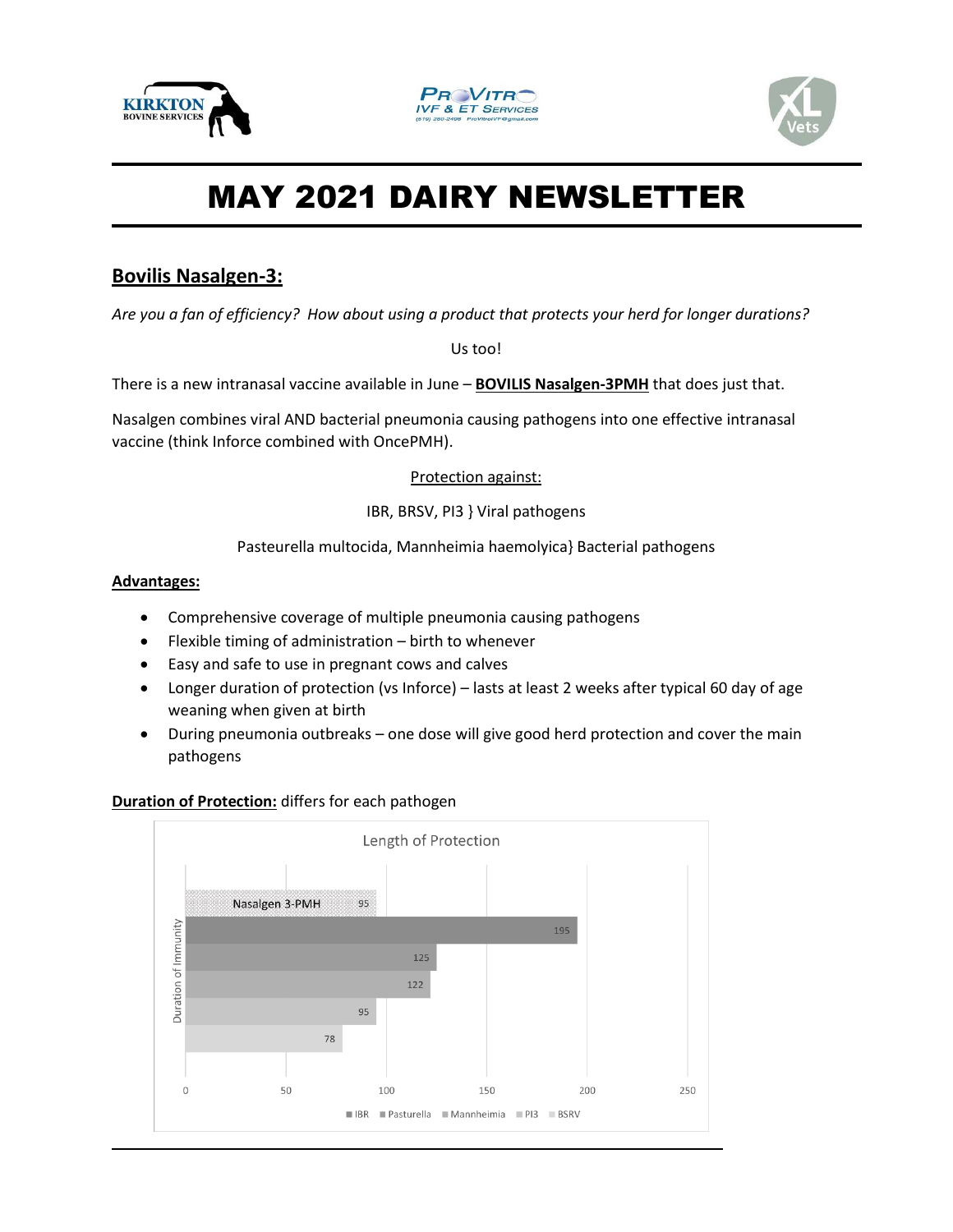# MAY 2021 DAIRY NEWSLETTER

## Bovilis Nasalgen-3:

*Are you a fan of efficiency? How about using a product that protects your herd for longer durations?*

Us too!

There is a new intranasal vaccine available in June – **BOVILIS Nasalgen-3PMH** that does just that.

Nasalgen combines viral AND bacterial pneumonia causing pathogens into one effective intranasal vaccine (think Inforce combined with OncePMH).

Protection against:

IBR, BRSV, PI3 } Viral pathogens

Pasteurella multocida, Mannheimia haemolyica} Bacterial pathogens

**Advantages:**

- Comprehensive coverage of multiple pneumonia causing pathogens
- Flexible timing of administration – birth to whenever
- Easy and safe to use in pregnant cows and calves
- Longer duration of protection (vs Inforce) – lasts at least 2 weeks after typical 60 day of age weaning when given at birth
- During pneumonia outbreaks – one dose will give good herd protection and cover the main pathogens

**Duration of Protection:** differs for each pathogen

Length of Protection

| Pathogen | Duration of Immunity |
|---|---|
| Nasalgen 3-PMH | 95 |
| IBR | 195 |
| Pasturella | 125 |
| Mannheimia | 122 |
| PI3 | 95 |
| BSRV | 78 |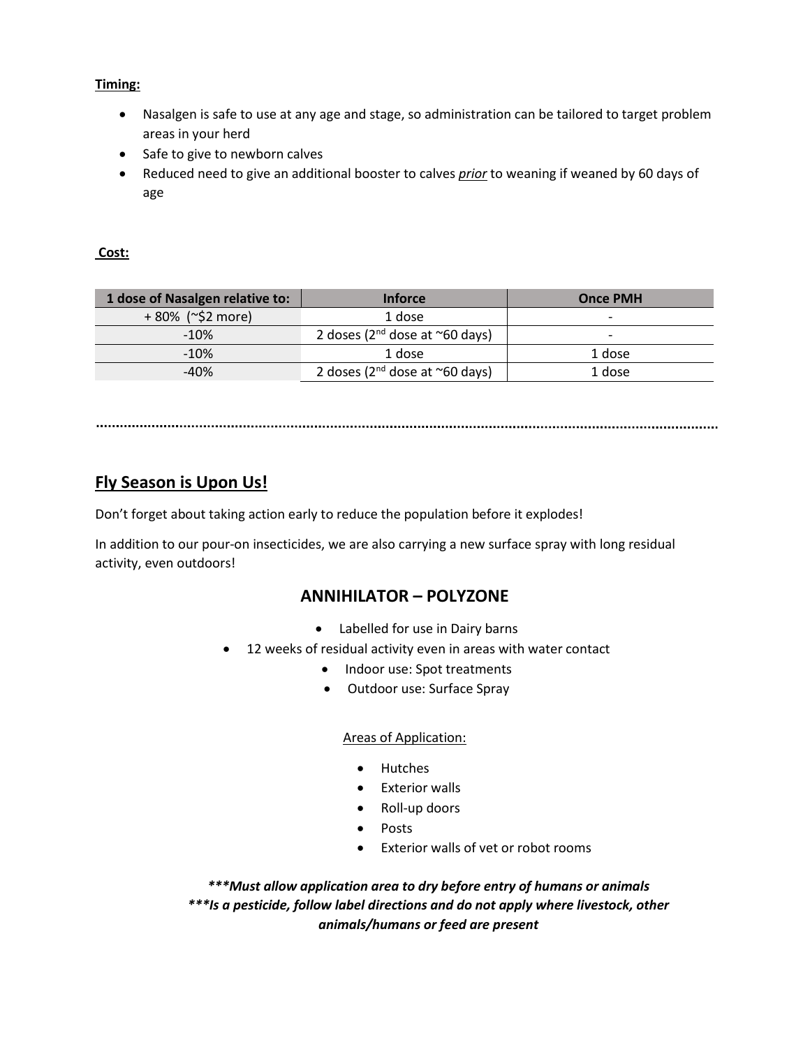**Timing:**

- Nasalgen is safe to use at any age and stage, so administration can be tailored to target problem areas in your herd
- Safe to give to newborn calves
- Reduced need to give an additional booster to calves *prior* to weaning if weaned by 60 days of age

**Cost:**

| 1 dose of Nasalgen relative to: | Inforce | Once PMH |
|---|---|---|
| + 80% (~$2 more) | 1 dose | - |
| -10% | 2 doses (2nd dose at ~60 days) | - |
| -10% | 1 dose | 1 dose |
| -40% | 2 doses (2nd dose at ~60 days) | 1 dose |

---

## Fly Season is Upon Us!

Don't forget about taking action early to reduce the population before it explodes!

In addition to our pour-on insecticides, we are also carrying a new surface spray with long residual activity, even outdoors!

### ANNIHILATOR – POLYZONE

- Labelled for use in Dairy barns
- 12 weeks of residual activity even in areas with water contact
  - Indoor use: Spot treatments
  - Outdoor use: Surface Spray

Areas of Application:

- Hutches
- Exterior walls
- Roll-up doors
- Posts
- Exterior walls of vet or robot rooms

***\*\*\*Must allow application area to dry before entry of humans or animals***
***\*\*\*Is a pesticide, follow label directions and do not apply where livestock, other animals/humans or feed are present***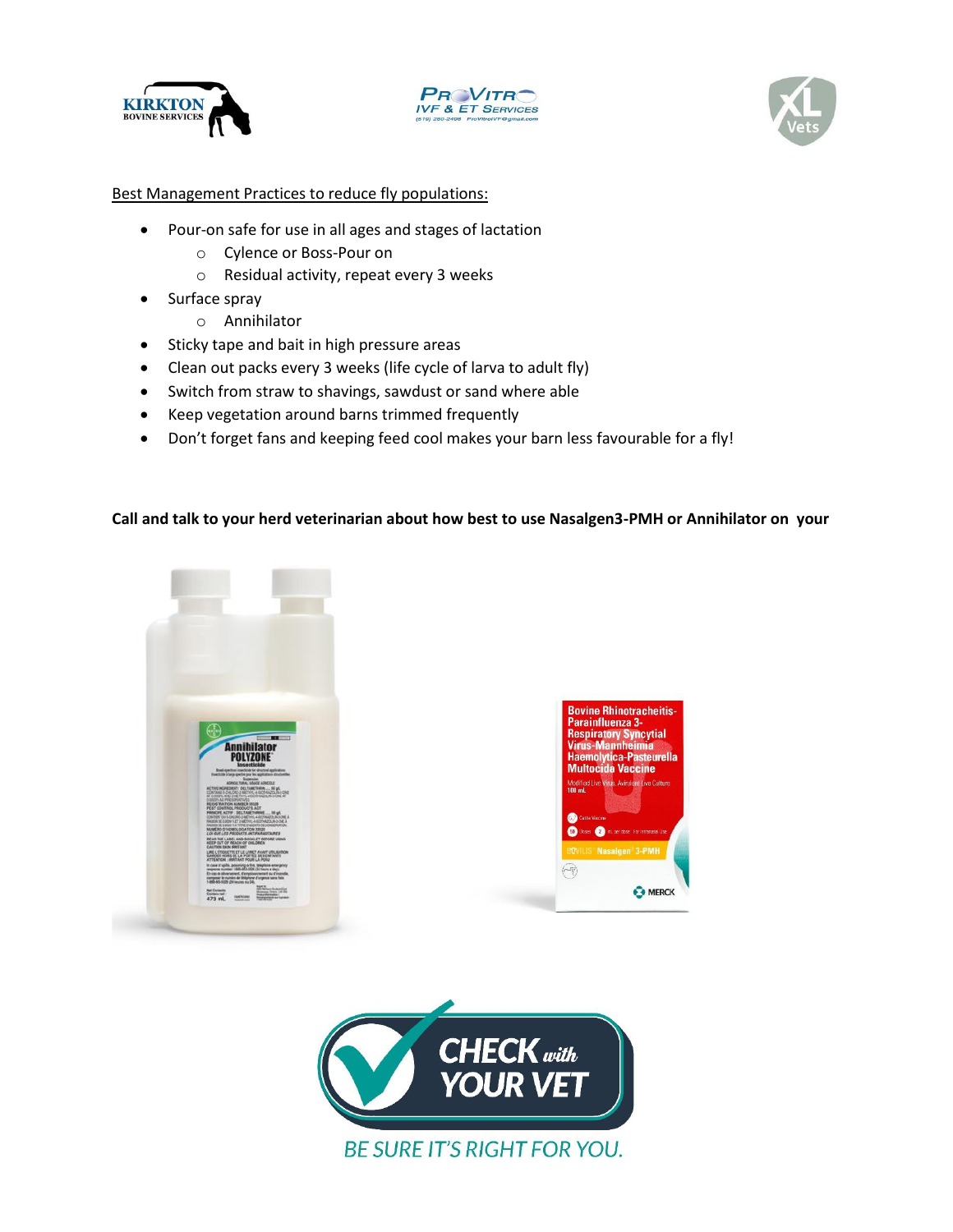Best Management Practices to reduce fly populations:

- Pour-on safe for use in all ages and stages of lactation
  - Cylence or Boss-Pour on
  - Residual activity, repeat every 3 weeks
- Surface spray
  - Annihilator
- Sticky tape and bait in high pressure areas
- Clean out packs every 3 weeks (life cycle of larva to adult fly)
- Switch from straw to shavings, sawdust or sand where able
- Keep vegetation around barns trimmed frequently
- Don't forget fans and keeping feed cool makes your barn less favourable for a fly!

**Call and talk to your herd veterinarian about how best to use Nasalgen3-PMH or Annihilator on your**

CHECK with YOUR VET

BE SURE IT'S RIGHT FOR YOU.